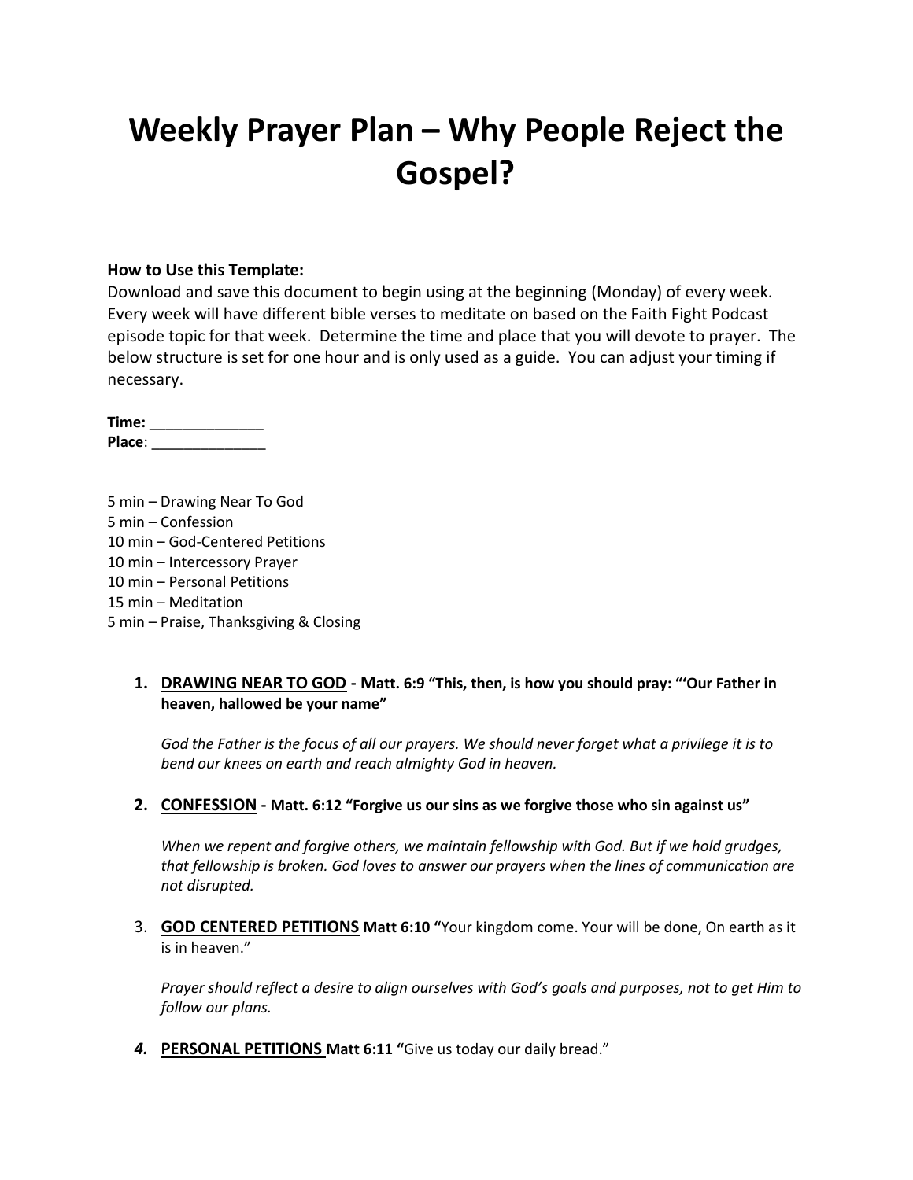# Weekly Prayer Plan – Why People Reject the Gospel?

**How to Use this Template:**
Download and save this document to begin using at the beginning (Monday) of every week. Every week will have different bible verses to meditate on based on the Faith Fight Podcast episode topic for that week. Determine the time and place that you will devote to prayer. The below structure is set for one hour and is only used as a guide. You can adjust your timing if necessary.

**Time:** ______________
**Place**: ______________

5 min – Drawing Near To God
5 min – Confession
10 min – God-Centered Petitions
10 min – Intercessory Prayer
10 min – Personal Petitions
15 min – Meditation
5 min – Praise, Thanksgiving & Closing

1. **DRAWING NEAR TO GOD - Matt. 6:9 "This, then, is how you should pray: "'Our Father in heaven, hallowed be your name"**

   *God the Father is the focus of all our prayers. We should never forget what a privilege it is to bend our knees on earth and reach almighty God in heaven.*

2. **CONFESSION - Matt. 6:12 "Forgive us our sins as we forgive those who sin against us"**

   *When we repent and forgive others, we maintain fellowship with God. But if we hold grudges, that fellowship is broken. God loves to answer our prayers when the lines of communication are not disrupted.*

3. **GOD CENTERED PETITIONS Matt 6:10 "**Your kingdom come. Your will be done, On earth as it is in heaven."

   *Prayer should reflect a desire to align ourselves with God's goals and purposes, not to get Him to follow our plans.*

4. **PERSONAL PETITIONS Matt 6:11 "**Give us today our daily bread."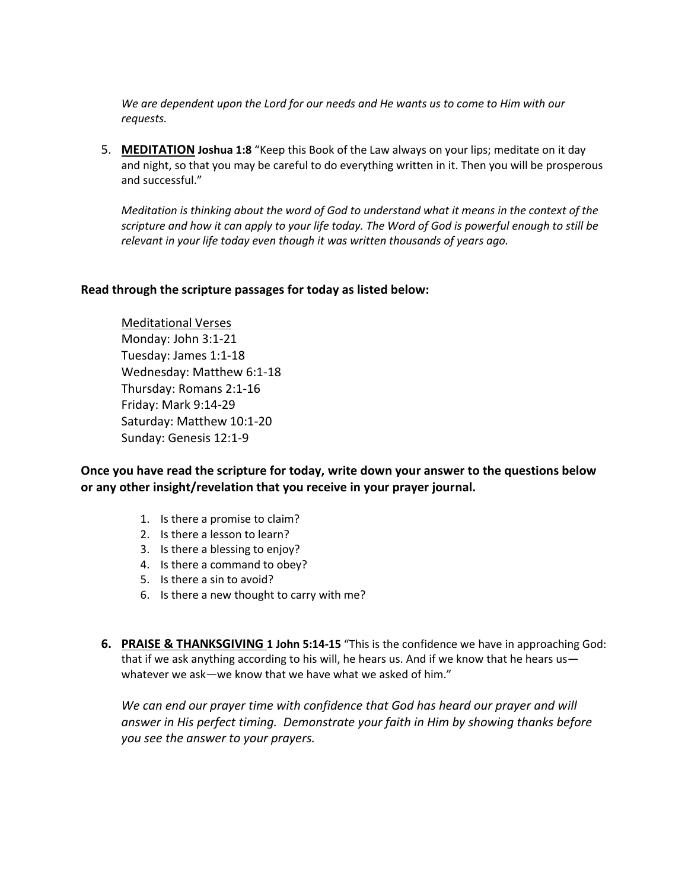*We are dependent upon the Lord for our needs and He wants us to come to Him with our requests.*

5. **MEDITATION** **Joshua 1:8** "Keep this Book of the Law always on your lips; meditate on it day and night, so that you may be careful to do everything written in it. Then you will be prosperous and successful."

   *Meditation is thinking about the word of God to understand what it means in the context of the scripture and how it can apply to your life today. The Word of God is powerful enough to still be relevant in your life today even though it was written thousands of years ago.*

**Read through the scripture passages for today as listed below:**

Meditational Verses
Monday: John 3:1-21
Tuesday: James 1:1-18
Wednesday: Matthew 6:1-18
Thursday: Romans 2:1-16
Friday: Mark 9:14-29
Saturday: Matthew 10:1-20
Sunday: Genesis 12:1-9

**Once you have read the scripture for today, write down your answer to the questions below or any other insight/revelation that you receive in your prayer journal.**

1. Is there a promise to claim?
2. Is there a lesson to learn?
3. Is there a blessing to enjoy?
4. Is there a command to obey?
5. Is there a sin to avoid?
6. Is there a new thought to carry with me?

6. **PRAISE & THANKSGIVING** **1 John 5:14-15** "This is the confidence we have in approaching God: that if we ask anything according to his will, he hears us. And if we know that he hears us—whatever we ask—we know that we have what we asked of him."

   *We can end our prayer time with confidence that God has heard our prayer and will answer in His perfect timing. Demonstrate your faith in Him by showing thanks before you see the answer to your prayers.*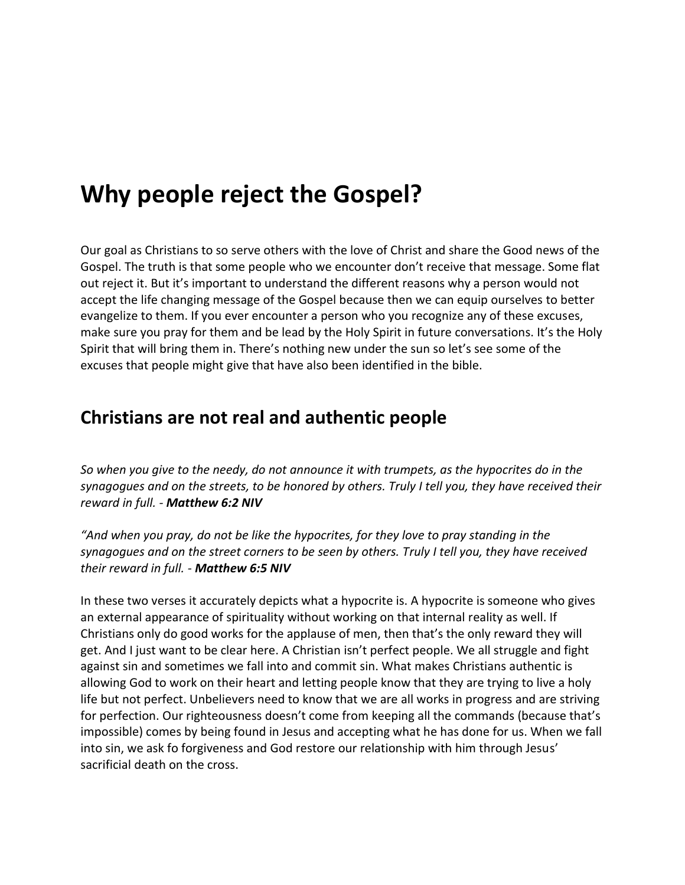# Why people reject the Gospel?

Our goal as Christians to so serve others with the love of Christ and share the Good news of the Gospel. The truth is that some people who we encounter don't receive that message. Some flat out reject it. But it's important to understand the different reasons why a person would not accept the life changing message of the Gospel because then we can equip ourselves to better evangelize to them. If you ever encounter a person who you recognize any of these excuses, make sure you pray for them and be lead by the Holy Spirit in future conversations. It's the Holy Spirit that will bring them in. There's nothing new under the sun so let's see some of the excuses that people might give that have also been identified in the bible.

## Christians are not real and authentic people

*So when you give to the needy, do not announce it with trumpets, as the hypocrites do in the synagogues and on the streets, to be honored by others. Truly I tell you, they have received their reward in full. -* ***Matthew 6:2 NIV***

*"And when you pray, do not be like the hypocrites, for they love to pray standing in the synagogues and on the street corners to be seen by others. Truly I tell you, they have received their reward in full. -* ***Matthew 6:5 NIV***

In these two verses it accurately depicts what a hypocrite is. A hypocrite is someone who gives an external appearance of spirituality without working on that internal reality as well. If Christians only do good works for the applause of men, then that's the only reward they will get. And I just want to be clear here. A Christian isn't perfect people. We all struggle and fight against sin and sometimes we fall into and commit sin. What makes Christians authentic is allowing God to work on their heart and letting people know that they are trying to live a holy life but not perfect. Unbelievers need to know that we are all works in progress and are striving for perfection. Our righteousness doesn't come from keeping all the commands (because that's impossible) comes by being found in Jesus and accepting what he has done for us. When we fall into sin, we ask fo forgiveness and God restore our relationship with him through Jesus' sacrificial death on the cross.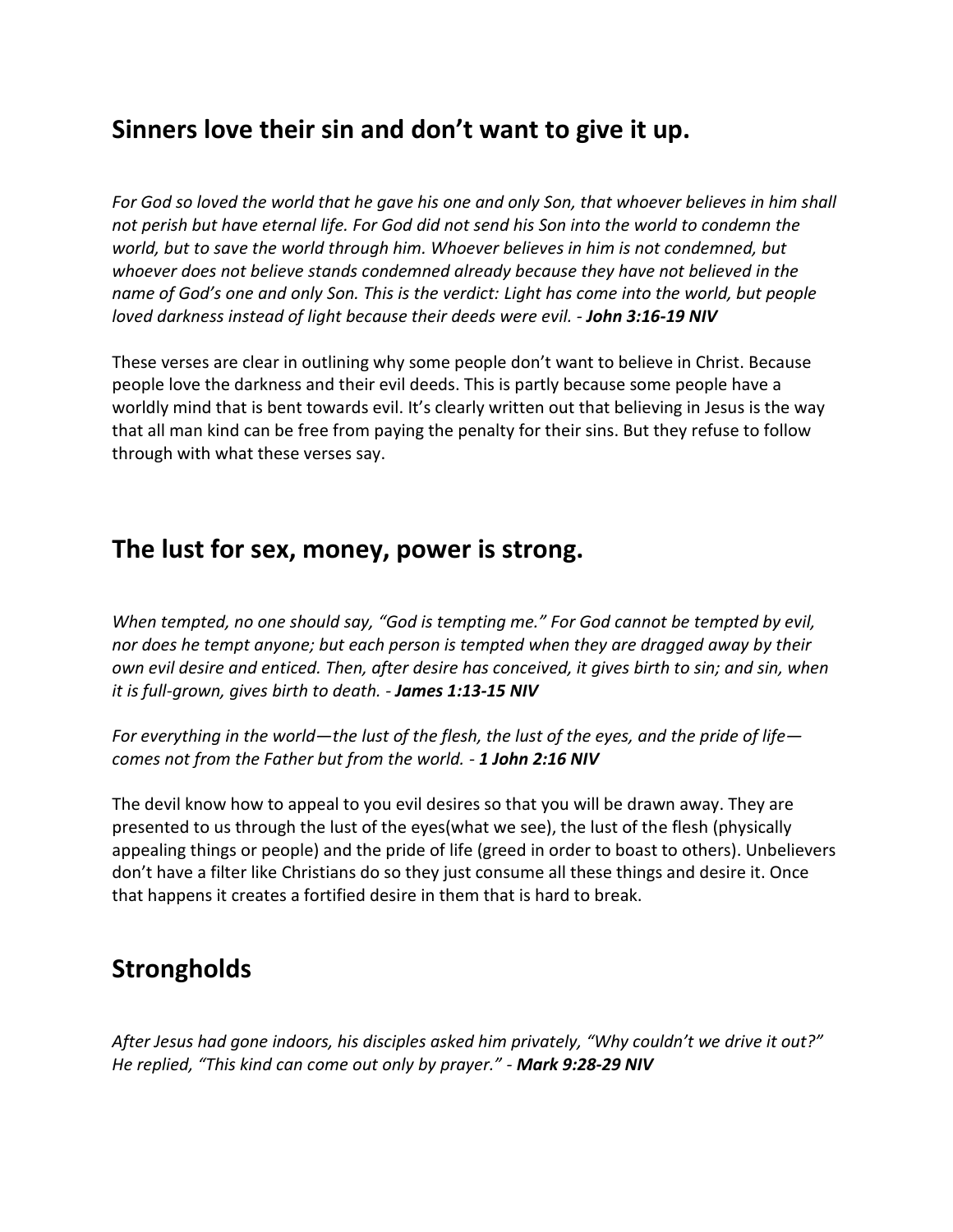## Sinners love their sin and don't want to give it up.

*For God so loved the world that he gave his one and only Son, that whoever believes in him shall not perish but have eternal life. For God did not send his Son into the world to condemn the world, but to save the world through him. Whoever believes in him is not condemned, but whoever does not believe stands condemned already because they have not believed in the name of God's one and only Son. This is the verdict: Light has come into the world, but people loved darkness instead of light because their deeds were evil. - **John 3:16-19 NIV***

These verses are clear in outlining why some people don't want to believe in Christ. Because people love the darkness and their evil deeds. This is partly because some people have a worldly mind that is bent towards evil. It's clearly written out that believing in Jesus is the way that all man kind can be free from paying the penalty for their sins. But they refuse to follow through with what these verses say.

## The lust for sex, money, power is strong.

*When tempted, no one should say, "God is tempting me." For God cannot be tempted by evil, nor does he tempt anyone; but each person is tempted when they are dragged away by their own evil desire and enticed. Then, after desire has conceived, it gives birth to sin; and sin, when it is full-grown, gives birth to death. - **James 1:13-15 NIV***

*For everything in the world—the lust of the flesh, the lust of the eyes, and the pride of life—comes not from the Father but from the world. - **1 John 2:16 NIV***

The devil know how to appeal to you evil desires so that you will be drawn away. They are presented to us through the lust of the eyes(what we see), the lust of the flesh (physically appealing things or people) and the pride of life (greed in order to boast to others). Unbelievers don't have a filter like Christians do so they just consume all these things and desire it. Once that happens it creates a fortified desire in them that is hard to break.

## Strongholds

*After Jesus had gone indoors, his disciples asked him privately, "Why couldn't we drive it out?" He replied, "This kind can come out only by prayer." - **Mark 9:28-29 NIV***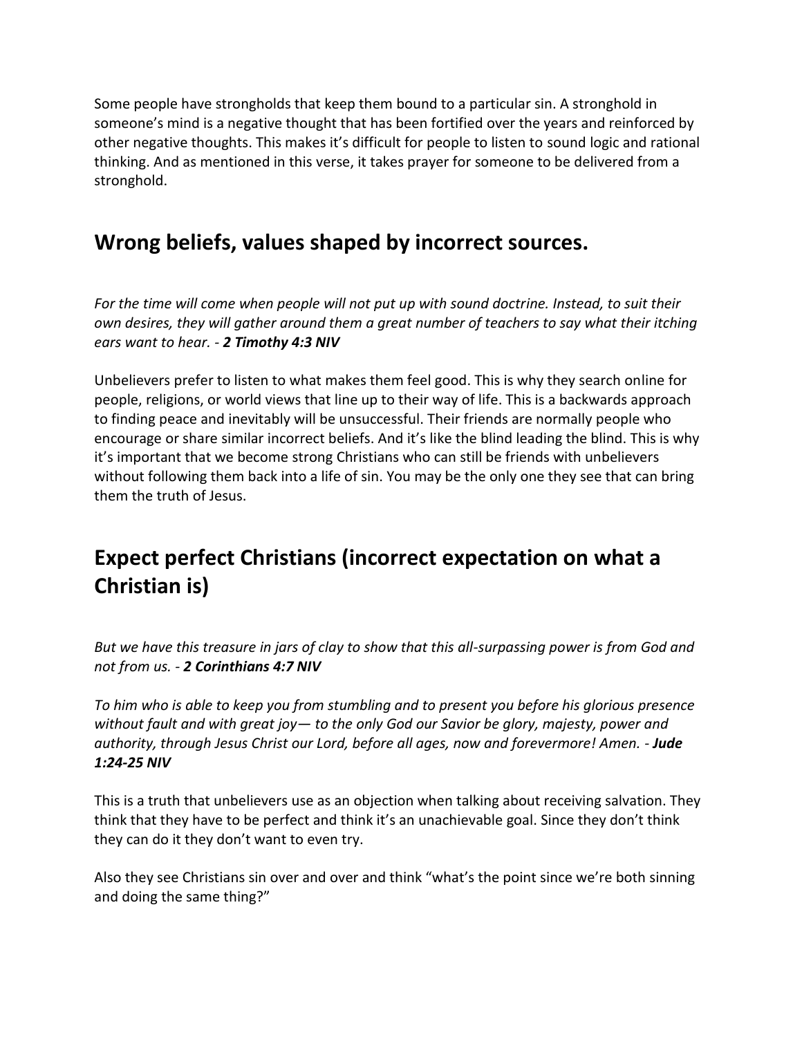Some people have strongholds that keep them bound to a particular sin. A stronghold in someone's mind is a negative thought that has been fortified over the years and reinforced by other negative thoughts. This makes it's difficult for people to listen to sound logic and rational thinking. And as mentioned in this verse, it takes prayer for someone to be delivered from a stronghold.

## Wrong beliefs, values shaped by incorrect sources.

*For the time will come when people will not put up with sound doctrine. Instead, to suit their own desires, they will gather around them a great number of teachers to say what their itching ears want to hear. - **2 Timothy 4:3 NIV***

Unbelievers prefer to listen to what makes them feel good. This is why they search online for people, religions, or world views that line up to their way of life. This is a backwards approach to finding peace and inevitably will be unsuccessful. Their friends are normally people who encourage or share similar incorrect beliefs. And it's like the blind leading the blind. This is why it's important that we become strong Christians who can still be friends with unbelievers without following them back into a life of sin. You may be the only one they see that can bring them the truth of Jesus.

## Expect perfect Christians (incorrect expectation on what a Christian is)

*But we have this treasure in jars of clay to show that this all-surpassing power is from God and not from us. - **2 Corinthians 4:7 NIV***

*To him who is able to keep you from stumbling and to present you before his glorious presence without fault and with great joy— to the only God our Savior be glory, majesty, power and authority, through Jesus Christ our Lord, before all ages, now and forevermore! Amen. - **Jude 1:24-25 NIV***

This is a truth that unbelievers use as an objection when talking about receiving salvation. They think that they have to be perfect and think it's an unachievable goal. Since they don't think they can do it they don't want to even try.

Also they see Christians sin over and over and think "what's the point since we're both sinning and doing the same thing?"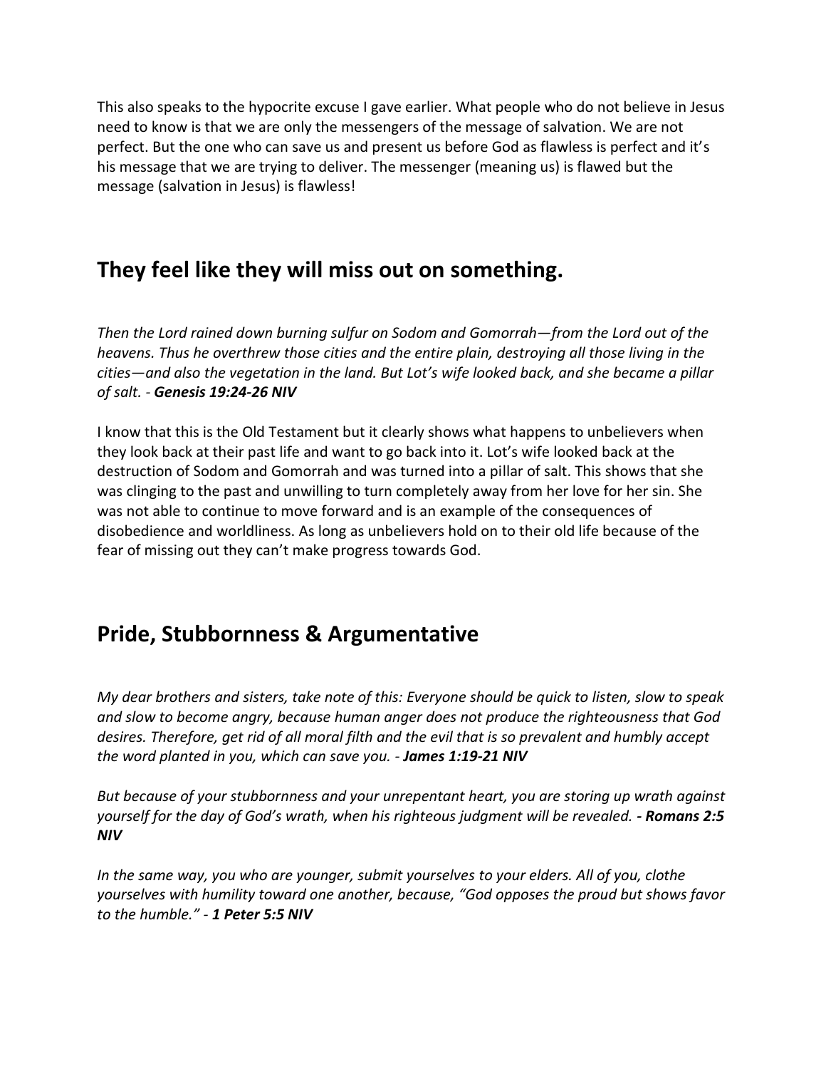This also speaks to the hypocrite excuse I gave earlier. What people who do not believe in Jesus need to know is that we are only the messengers of the message of salvation. We are not perfect. But the one who can save us and present us before God as flawless is perfect and it's his message that we are trying to deliver. The messenger (meaning us) is flawed but the message (salvation in Jesus) is flawless!

## They feel like they will miss out on something.

*Then the Lord rained down burning sulfur on Sodom and Gomorrah—from the Lord out of the heavens. Thus he overthrew those cities and the entire plain, destroying all those living in the cities—and also the vegetation in the land. But Lot's wife looked back, and she became a pillar of salt. - **Genesis 19:24-26 NIV***

I know that this is the Old Testament but it clearly shows what happens to unbelievers when they look back at their past life and want to go back into it. Lot's wife looked back at the destruction of Sodom and Gomorrah and was turned into a pillar of salt. This shows that she was clinging to the past and unwilling to turn completely away from her love for her sin. She was not able to continue to move forward and is an example of the consequences of disobedience and worldliness. As long as unbelievers hold on to their old life because of the fear of missing out they can't make progress towards God.

## Pride, Stubbornness & Argumentative

*My dear brothers and sisters, take note of this: Everyone should be quick to listen, slow to speak and slow to become angry, because human anger does not produce the righteousness that God desires. Therefore, get rid of all moral filth and the evil that is so prevalent and humbly accept the word planted in you, which can save you. - **James 1:19-21 NIV***

*But because of your stubbornness and your unrepentant heart, you are storing up wrath against yourself for the day of God's wrath, when his righteous judgment will be revealed. **- Romans 2:5 NIV***

*In the same way, you who are younger, submit yourselves to your elders. All of you, clothe yourselves with humility toward one another, because, "God opposes the proud but shows favor to the humble." - **1 Peter 5:5 NIV***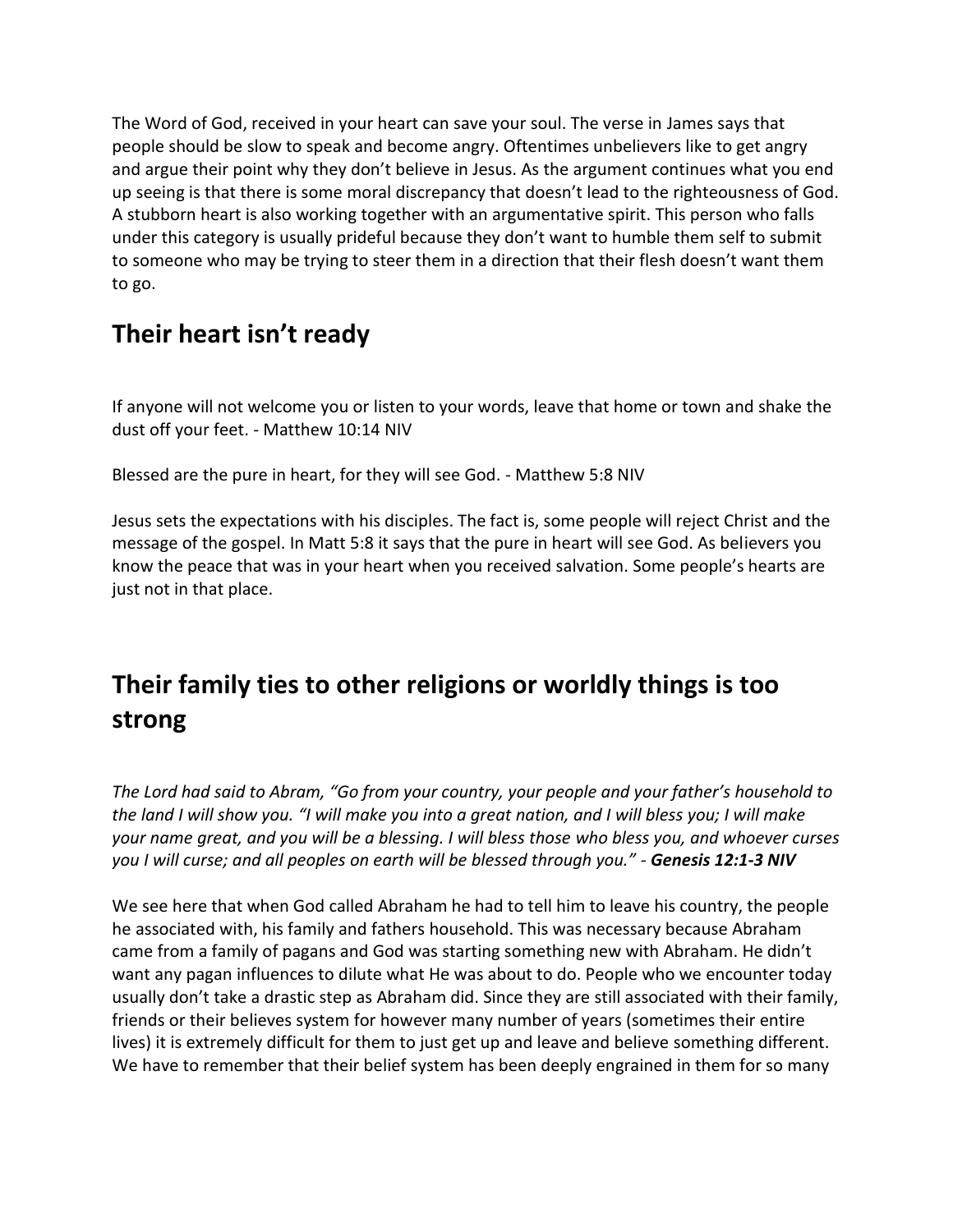The Word of God, received in your heart can save your soul. The verse in James says that people should be slow to speak and become angry. Oftentimes unbelievers like to get angry and argue their point why they don't believe in Jesus. As the argument continues what you end up seeing is that there is some moral discrepancy that doesn't lead to the righteousness of God. A stubborn heart is also working together with an argumentative spirit. This person who falls under this category is usually prideful because they don't want to humble them self to submit to someone who may be trying to steer them in a direction that their flesh doesn't want them to go.

## Their heart isn't ready

If anyone will not welcome you or listen to your words, leave that home or town and shake the dust off your feet. - Matthew 10:14 NIV

Blessed are the pure in heart, for they will see God. - Matthew 5:8 NIV

Jesus sets the expectations with his disciples. The fact is, some people will reject Christ and the message of the gospel. In Matt 5:8 it says that the pure in heart will see God. As believers you know the peace that was in your heart when you received salvation. Some people's hearts are just not in that place.

## Their family ties to other religions or worldly things is too strong

*The Lord had said to Abram, "Go from your country, your people and your father's household to the land I will show you. "I will make you into a great nation, and I will bless you; I will make your name great, and you will be a blessing. I will bless those who bless you, and whoever curses you I will curse; and all peoples on earth will be blessed through you." - **Genesis 12:1-3 NIV***

We see here that when God called Abraham he had to tell him to leave his country, the people he associated with, his family and fathers household. This was necessary because Abraham came from a family of pagans and God was starting something new with Abraham. He didn't want any pagan influences to dilute what He was about to do. People who we encounter today usually don't take a drastic step as Abraham did. Since they are still associated with their family, friends or their believes system for however many number of years (sometimes their entire lives) it is extremely difficult for them to just get up and leave and believe something different. We have to remember that their belief system has been deeply engrained in them for so many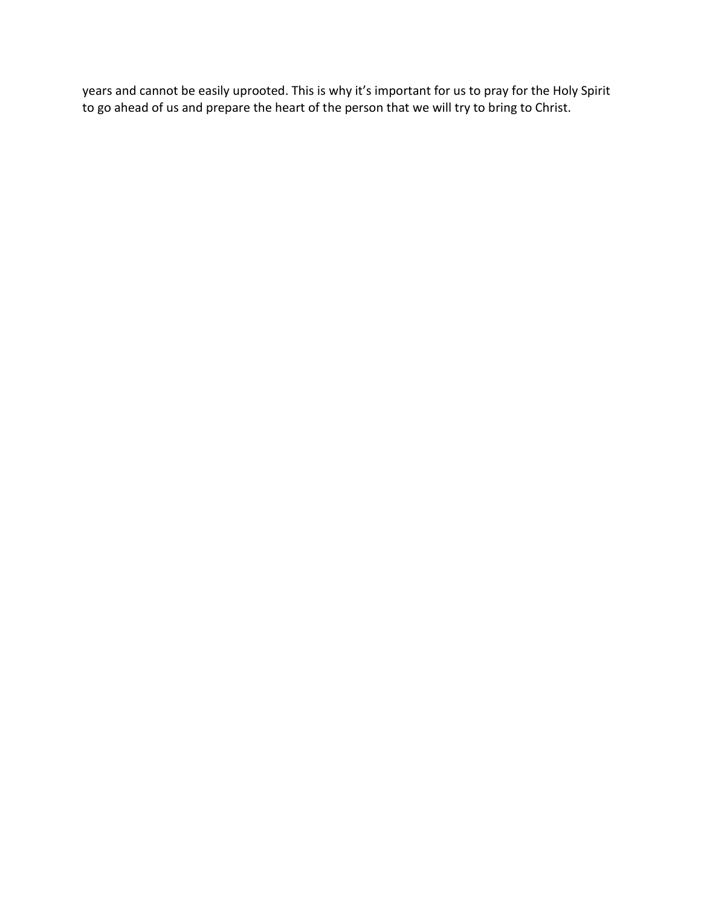years and cannot be easily uprooted. This is why it's important for us to pray for the Holy Spirit to go ahead of us and prepare the heart of the person that we will try to bring to Christ.